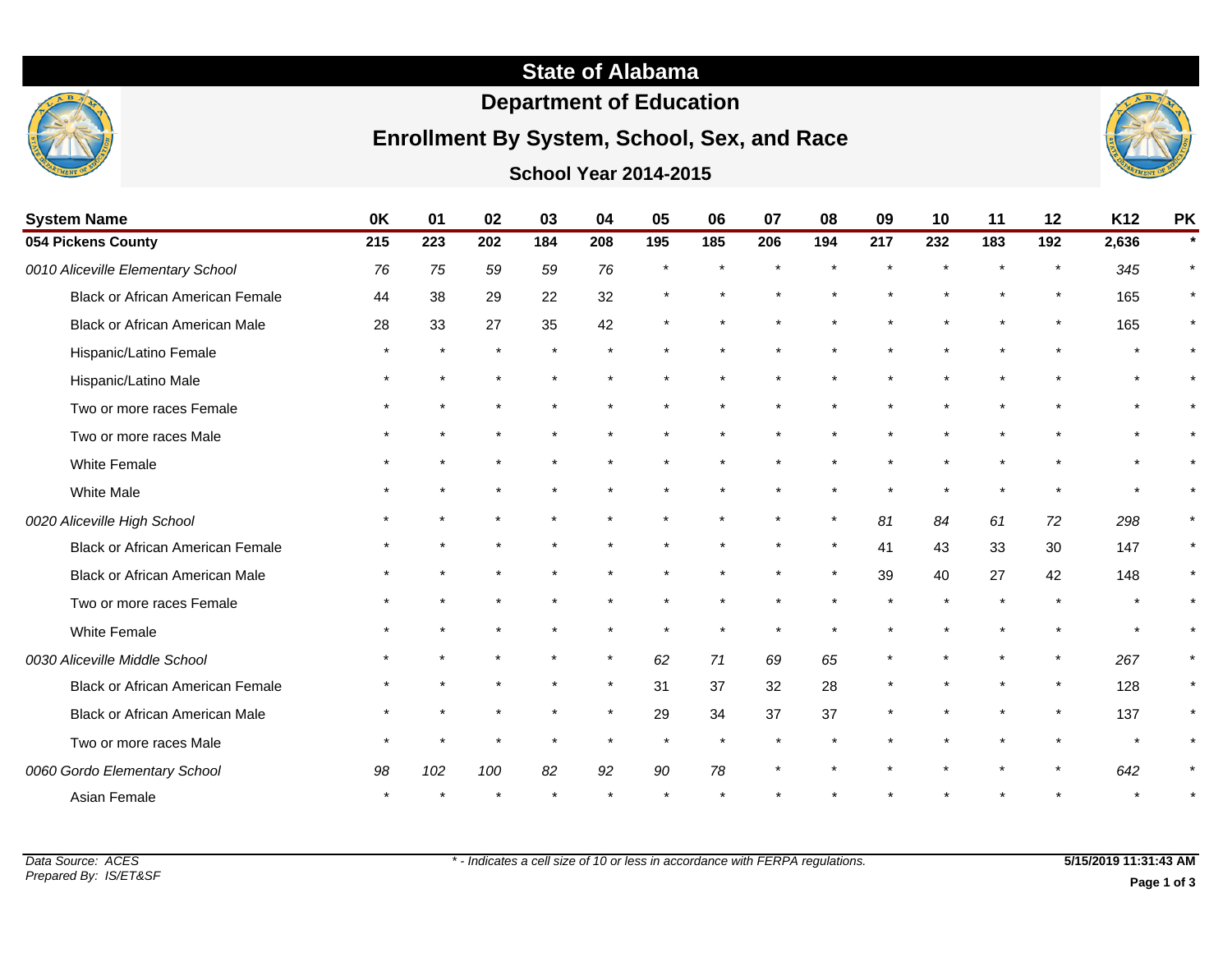# State of Alabama

## Department of Education

## Enrollment By System, School, Sex, and Race

### School Year 2014-2015

| System Name | 0K | 01 | 02 | 03 | 04 | 05 | 06 | 07 | 08 | 09 | 10 | 11 | 12 | K12 | PK |
|---|---|---|---|---|---|---|---|---|---|---|---|---|---|---|---|
| **054 Pickens County** | **215** | **223** | **202** | **184** | **208** | **195** | **185** | **206** | **194** | **217** | **232** | **183** | **192** | **2,636** | * |
| *0010 Aliceville Elementary School* | *76* | *75* | *59* | *59* | *76* | * | * | * | * | * | * | * | * | *345* | * |
| Black or African American Female | 44 | 38 | 29 | 22 | 32 | * | * | * | * | * | * | * | * | 165 | * |
| Black or African American Male | 28 | 33 | 27 | 35 | 42 | * | * | * | * | * | * | * | * | 165 | * |
| Hispanic/Latino Female | * | * | * | * | * | * | * | * | * | * | * | * | * | * | * |
| Hispanic/Latino Male | * | * | * | * | * | * | * | * | * | * | * | * | * | * | * |
| Two or more races Female | * | * | * | * | * | * | * | * | * | * | * | * | * | * | * |
| Two or more races Male | * | * | * | * | * | * | * | * | * | * | * | * | * | * | * |
| White Female | * | * | * | * | * | * | * | * | * | * | * | * | * | * | * |
| White Male | * | * | * | * | * | * | * | * | * | * | * | * | * | * | * |
| *0020 Aliceville High School* | * | * | * | * | * | * | * | * | * | *81* | *84* | *61* | *72* | *298* | * |
| Black or African American Female | * | * | * | * | * | * | * | * | * | 41 | 43 | 33 | 30 | 147 | * |
| Black or African American Male | * | * | * | * | * | * | * | * | * | 39 | 40 | 27 | 42 | 148 | * |
| Two or more races Female | * | * | * | * | * | * | * | * | * | * | * | * | * | * | * |
| White Female | * | * | * | * | * | * | * | * | * | * | * | * | * | * | * |
| *0030 Aliceville Middle School* | * | * | * | * | * | *62* | *71* | *69* | *65* | * | * | * | * | *267* | * |
| Black or African American Female | * | * | * | * | * | 31 | 37 | 32 | 28 | * | * | * | * | 128 | * |
| Black or African American Male | * | * | * | * | * | 29 | 34 | 37 | 37 | * | * | * | * | 137 | * |
| Two or more races Male | * | * | * | * | * | * | * | * | * | * | * | * | * | * | * |
| *0060 Gordo Elementary School* | *98* | *102* | *100* | *82* | *92* | *90* | *78* | * | * | * | * | * | * | *642* | * |
| Asian Female | * | * | * | * | * | * | * | * | * | * | * | * | * | * | * |

*Data Source: ACES*
*Prepared By: IS/ET&SF*

*\* - Indicates a cell size of 10 or less in accordance with FERPA regulations.*

**5/15/2019 11:31:43 AM**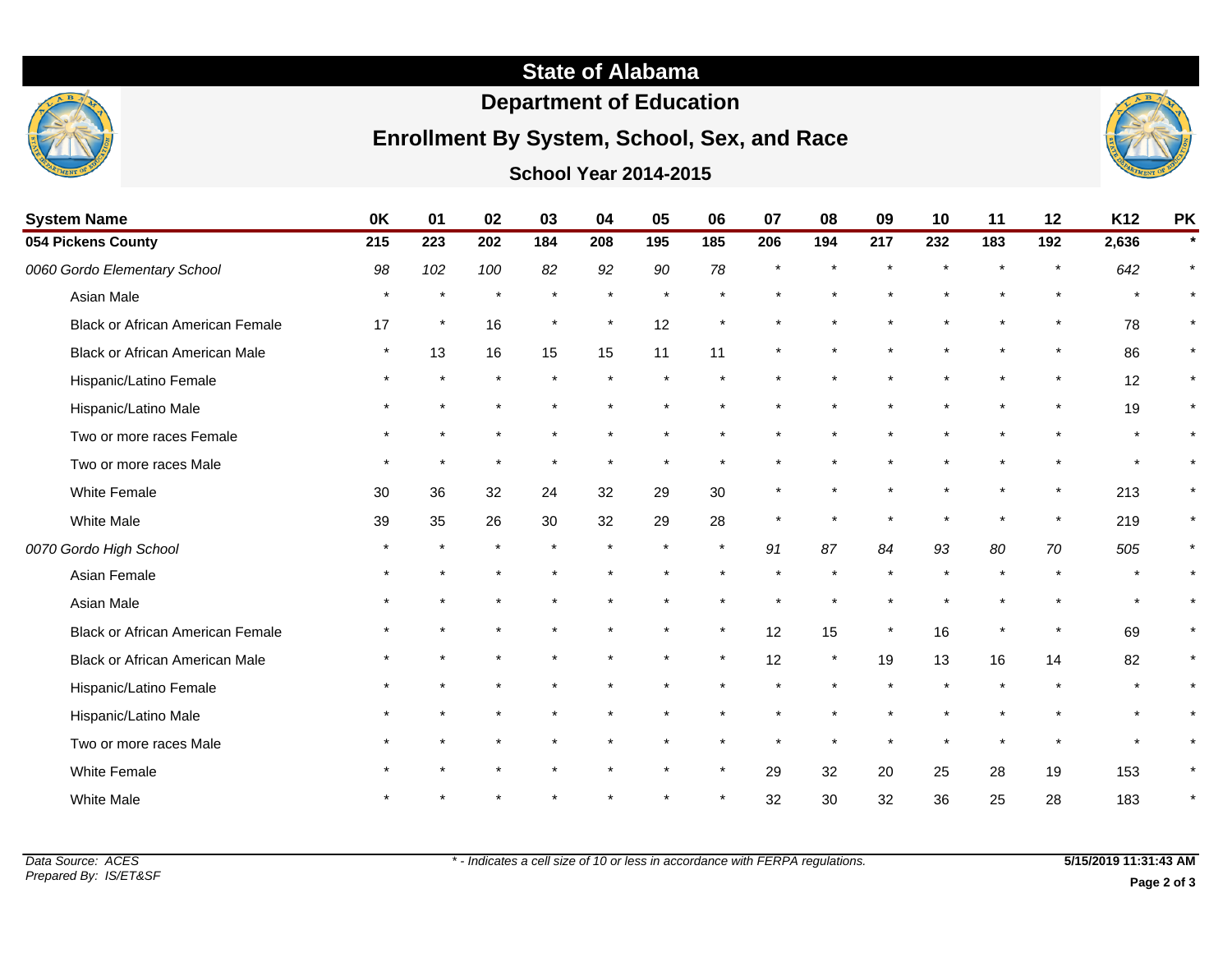# State of Alabama

## Department of Education

## Enrollment By System, School, Sex, and Race

### School Year 2014-2015

| System Name | 0K | 01 | 02 | 03 | 04 | 05 | 06 | 07 | 08 | 09 | 10 | 11 | 12 | K12 | PK |
|---|---|---|---|---|---|---|---|---|---|---|---|---|---|---|---|
| **054 Pickens County** | **215** | **223** | **202** | **184** | **208** | **195** | **185** | **206** | **194** | **217** | **232** | **183** | **192** | **2,636** | **\*** |
| *0060 Gordo Elementary School* | *98* | *102* | *100* | *82* | *92* | *90* | *78* | *\** | *\** | *\** | *\** | *\** | *\** | *642* | *\** |
| Asian Male | * | * | * | * | * | * | * | * | * | * | * | * | * | * | * |
| Black or African American Female | 17 | * | 16 | * | * | 12 | * | * | * | * | * | * | * | 78 | * |
| Black or African American Male | * | 13 | 16 | 15 | 15 | 11 | 11 | * | * | * | * | * | * | 86 | * |
| Hispanic/Latino Female | * | * | * | * | * | * | * | * | * | * | * | * | * | 12 | * |
| Hispanic/Latino Male | * | * | * | * | * | * | * | * | * | * | * | * | * | 19 | * |
| Two or more races Female | * | * | * | * | * | * | * | * | * | * | * | * | * | * | * |
| Two or more races Male | * | * | * | * | * | * | * | * | * | * | * | * | * | * | * |
| White Female | 30 | 36 | 32 | 24 | 32 | 29 | 30 | * | * | * | * | * | * | 213 | * |
| White Male | 39 | 35 | 26 | 30 | 32 | 29 | 28 | * | * | * | * | * | * | 219 | * |
| *0070 Gordo High School* | *\** | *\** | *\** | *\** | *\** | *\** | *\** | *91* | *87* | *84* | *93* | *80* | *70* | *505* | *\** |
| Asian Female | * | * | * | * | * | * | * | * | * | * | * | * | * | * | * |
| Asian Male | * | * | * | * | * | * | * | * | * | * | * | * | * | * | * |
| Black or African American Female | * | * | * | * | * | * | * | 12 | 15 | * | 16 | * | * | 69 | * |
| Black or African American Male | * | * | * | * | * | * | * | 12 | * | 19 | 13 | 16 | 14 | 82 | * |
| Hispanic/Latino Female | * | * | * | * | * | * | * | * | * | * | * | * | * | * | * |
| Hispanic/Latino Male | * | * | * | * | * | * | * | * | * | * | * | * | * | * | * |
| Two or more races Male | * | * | * | * | * | * | * | * | * | * | * | * | * | * | * |
| White Female | * | * | * | * | * | * | * | 29 | 32 | 20 | 25 | 28 | 19 | 153 | * |
| White Male | * | * | * | * | * | * | * | 32 | 30 | 32 | 36 | 25 | 28 | 183 | * |

*Data Source: ACES*
*Prepared By: IS/ET&SF*

** - Indicates a cell size of 10 or less in accordance with FERPA regulations.*

**5/15/2019 11:31:43 AM**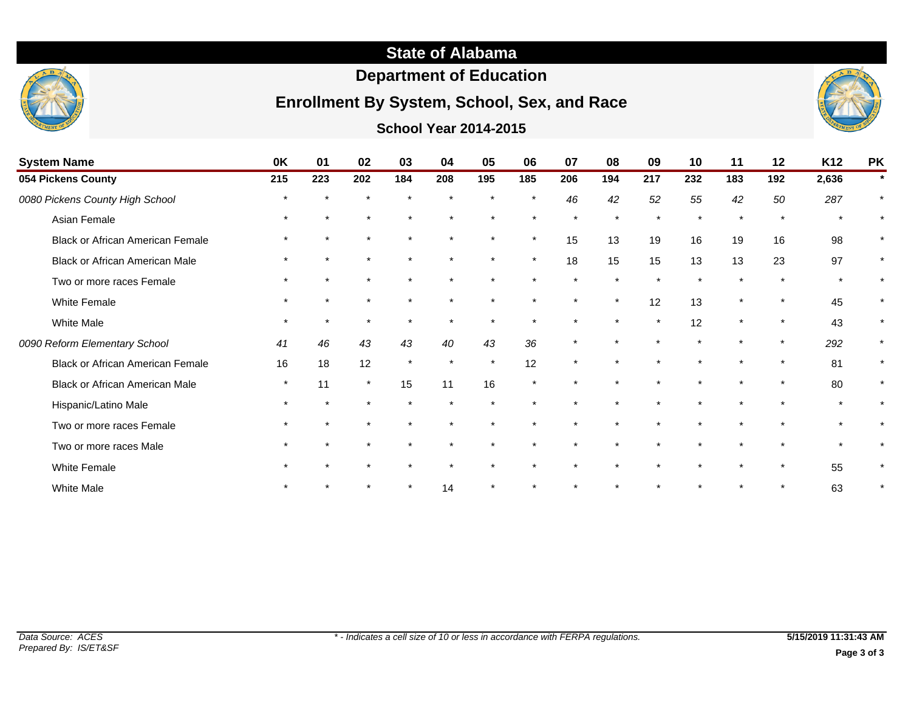# State of Alabama

## Department of Education

## Enrollment By System, School, Sex, and Race

### School Year 2014-2015

| System Name | 0K | 01 | 02 | 03 | 04 | 05 | 06 | 07 | 08 | 09 | 10 | 11 | 12 | K12 | PK |
|---|---|---|---|---|---|---|---|---|---|---|---|---|---|---|---|
| **054 Pickens County** | **215** | **223** | **202** | **184** | **208** | **195** | **185** | **206** | **194** | **217** | **232** | **183** | **192** | **2,636** | **\*** |
| *0080 Pickens County High School* | *\** | *\** | *\** | *\** | *\** | *\** | *\** | *46* | *42* | *52* | *55* | *42* | *50* | *287* | *\** |
| Asian Female | * | * | * | * | * | * | * | * | * | * | * | * | * | * | * |
| Black or African American Female | * | * | * | * | * | * | * | 15 | 13 | 19 | 16 | 19 | 16 | 98 | * |
| Black or African American Male | * | * | * | * | * | * | * | 18 | 15 | 15 | 13 | 13 | 23 | 97 | * |
| Two or more races Female | * | * | * | * | * | * | * | * | * | * | * | * | * | * | * |
| White Female | * | * | * | * | * | * | * | * | * | 12 | 13 | * | * | 45 | * |
| White Male | * | * | * | * | * | * | * | * | * | * | 12 | * | * | 43 | * |
| *0090 Reform Elementary School* | *41* | *46* | *43* | *43* | *40* | *43* | *36* | *\** | *\** | *\** | *\** | *\** | *\** | *292* | *\** |
| Black or African American Female | 16 | 18 | 12 | * | * | * | 12 | * | * | * | * | * | * | 81 | * |
| Black or African American Male | * | 11 | * | 15 | 11 | 16 | * | * | * | * | * | * | * | 80 | * |
| Hispanic/Latino Male | * | * | * | * | * | * | * | * | * | * | * | * | * | * | * |
| Two or more races Female | * | * | * | * | * | * | * | * | * | * | * | * | * | * | * |
| Two or more races Male | * | * | * | * | * | * | * | * | * | * | * | * | * | * | * |
| White Female | * | * | * | * | * | * | * | * | * | * | * | * | * | 55 | * |
| White Male | * | * | * | * | 14 | * | * | * | * | * | * | * | * | 63 | * |

*Data Source: ACES*
*Prepared By: IS/ET&SF*

*\* - Indicates a cell size of 10 or less in accordance with FERPA regulations.*

**5/15/2019 11:31:43 AM**